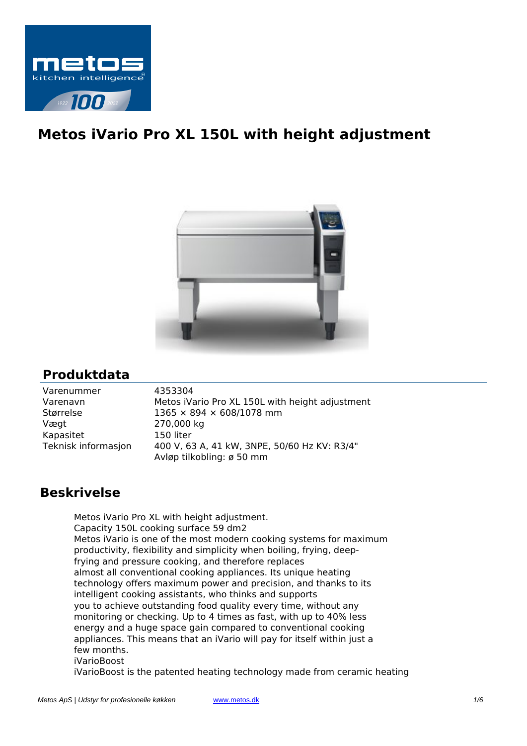# Metos iVario Pro XL 150L with height adjustment

## Produktdata

| | |
|---|---|
| Varenummer | 4353304 |
| Varenavn | Metos iVario Pro XL 150L with height adjustment |
| Størrelse | 1365 × 894 × 608/1078 mm |
| Vægt | 270,000 kg |
| Kapasitet | 150 liter |
| Teknisk informasjon | 400 V, 63 A, 41 kW, 3NPE, 50/60 Hz KV: R3/4"<br>Avløp tilkobling: ø 50 mm |

## Beskrivelse

Metos iVario Pro XL with height adjustment.
Capacity 150L cooking surface 59 dm2
Metos iVario is one of the most modern cooking systems for maximum productivity, flexibility and simplicity when boiling, frying, deep-frying and pressure cooking, and therefore replaces almost all conventional cooking appliances. Its unique heating technology offers maximum power and precision, and thanks to its intelligent cooking assistants, who thinks and supports you to achieve outstanding food quality every time, without any monitoring or checking. Up to 4 times as fast, with up to 40% less energy and a huge space gain compared to conventional cooking appliances. This means that an iVario will pay for itself within just a few months.
iVarioBoost
iVarioBoost is the patented heating technology made from ceramic heating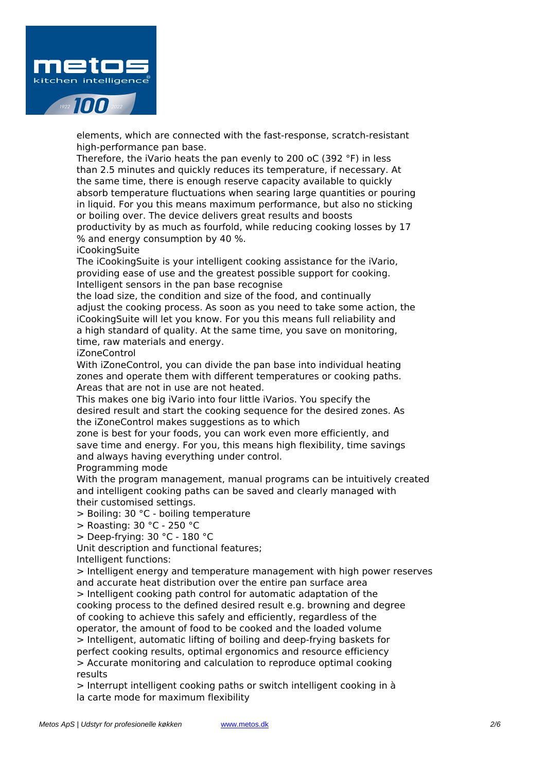elements, which are connected with the fast-response, scratch-resistant high-performance pan base.

Therefore, the iVario heats the pan evenly to 200 oC (392 °F) in less than 2.5 minutes and quickly reduces its temperature, if necessary. At the same time, there is enough reserve capacity available to quickly absorb temperature fluctuations when searing large quantities or pouring in liquid. For you this means maximum performance, but also no sticking or boiling over. The device delivers great results and boosts productivity by as much as fourfold, while reducing cooking losses by 17 % and energy consumption by 40 %.

iCookingSuite

The iCookingSuite is your intelligent cooking assistance for the iVario, providing ease of use and the greatest possible support for cooking. Intelligent sensors in the pan base recognise the load size, the condition and size of the food, and continually adjust the cooking process. As soon as you need to take some action, the iCookingSuite will let you know. For you this means full reliability and a high standard of quality. At the same time, you save on monitoring, time, raw materials and energy.

iZoneControl

With iZoneControl, you can divide the pan base into individual heating zones and operate them with different temperatures or cooking paths. Areas that are not in use are not heated.

This makes one big iVario into four little iVarios. You specify the desired result and start the cooking sequence for the desired zones. As the iZoneControl makes suggestions as to which zone is best for your foods, you can work even more efficiently, and save time and energy. For you, this means high flexibility, time savings and always having everything under control.

Programming mode

With the program management, manual programs can be intuitively created and intelligent cooking paths can be saved and clearly managed with their customised settings.

> Boiling: 30 °C - boiling temperature
> Roasting: 30 °C - 250 °C
> Deep-frying: 30 °C - 180 °C

Unit description and functional features;

Intelligent functions:

> Intelligent energy and temperature management with high power reserves and accurate heat distribution over the entire pan surface area
> Intelligent cooking path control for automatic adaptation of the cooking process to the defined desired result e.g. browning and degree of cooking to achieve this safely and efficiently, regardless of the operator, the amount of food to be cooked and the loaded volume
> Intelligent, automatic lifting of boiling and deep-frying baskets for perfect cooking results, optimal ergonomics and resource efficiency
> Accurate monitoring and calculation to reproduce optimal cooking results
> Interrupt intelligent cooking paths or switch intelligent cooking in à la carte mode for maximum flexibility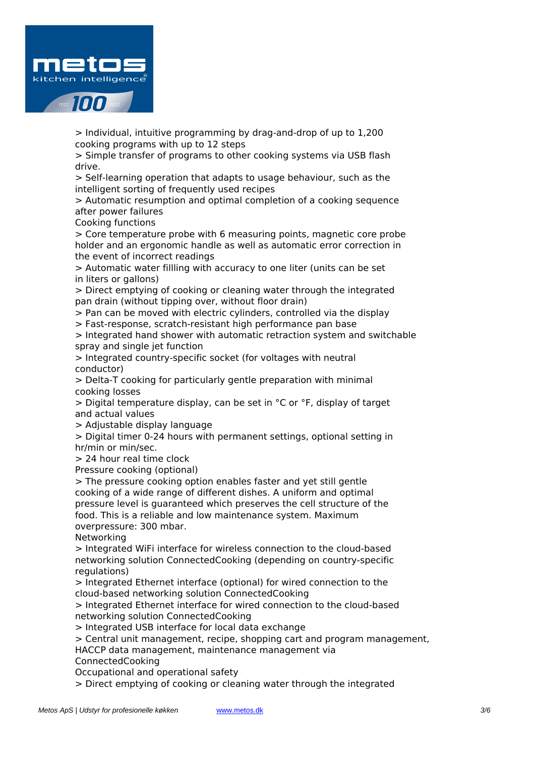> Individual, intuitive programming by drag-and-drop of up to 1,200 cooking programs with up to 12 steps
> Simple transfer of programs to other cooking systems via USB flash drive.
> Self-learning operation that adapts to usage behaviour, such as the intelligent sorting of frequently used recipes
> Automatic resumption and optimal completion of a cooking sequence after power failures

Cooking functions

> Core temperature probe with 6 measuring points, magnetic core probe holder and an ergonomic handle as well as automatic error correction in the event of incorrect readings
> Automatic water fillling with accuracy to one liter (units can be set in liters or gallons)
> Direct emptying of cooking or cleaning water through the integrated pan drain (without tipping over, without floor drain)
> Pan can be moved with electric cylinders, controlled via the display
> Fast-response, scratch-resistant high performance pan base
> Integrated hand shower with automatic retraction system and switchable spray and single jet function
> Integrated country-specific socket (for voltages with neutral conductor)
> Delta-T cooking for particularly gentle preparation with minimal cooking losses
> Digital temperature display, can be set in °C or °F, display of target and actual values
> Adjustable display language
> Digital timer 0-24 hours with permanent settings, optional setting in hr/min or min/sec.
> 24 hour real time clock

Pressure cooking (optional)

> The pressure cooking option enables faster and yet still gentle cooking of a wide range of different dishes. A uniform and optimal pressure level is guaranteed which preserves the cell structure of the food. This is a reliable and low maintenance system. Maximum overpressure: 300 mbar.

Networking

> Integrated WiFi interface for wireless connection to the cloud-based networking solution ConnectedCooking (depending on country-specific regulations)
> Integrated Ethernet interface (optional) for wired connection to the cloud-based networking solution ConnectedCooking
> Integrated Ethernet interface for wired connection to the cloud-based networking solution ConnectedCooking
> Integrated USB interface for local data exchange
> Central unit management, recipe, shopping cart and program management, HACCP data management, maintenance management via ConnectedCooking

Occupational and operational safety

> Direct emptying of cooking or cleaning water through the integrated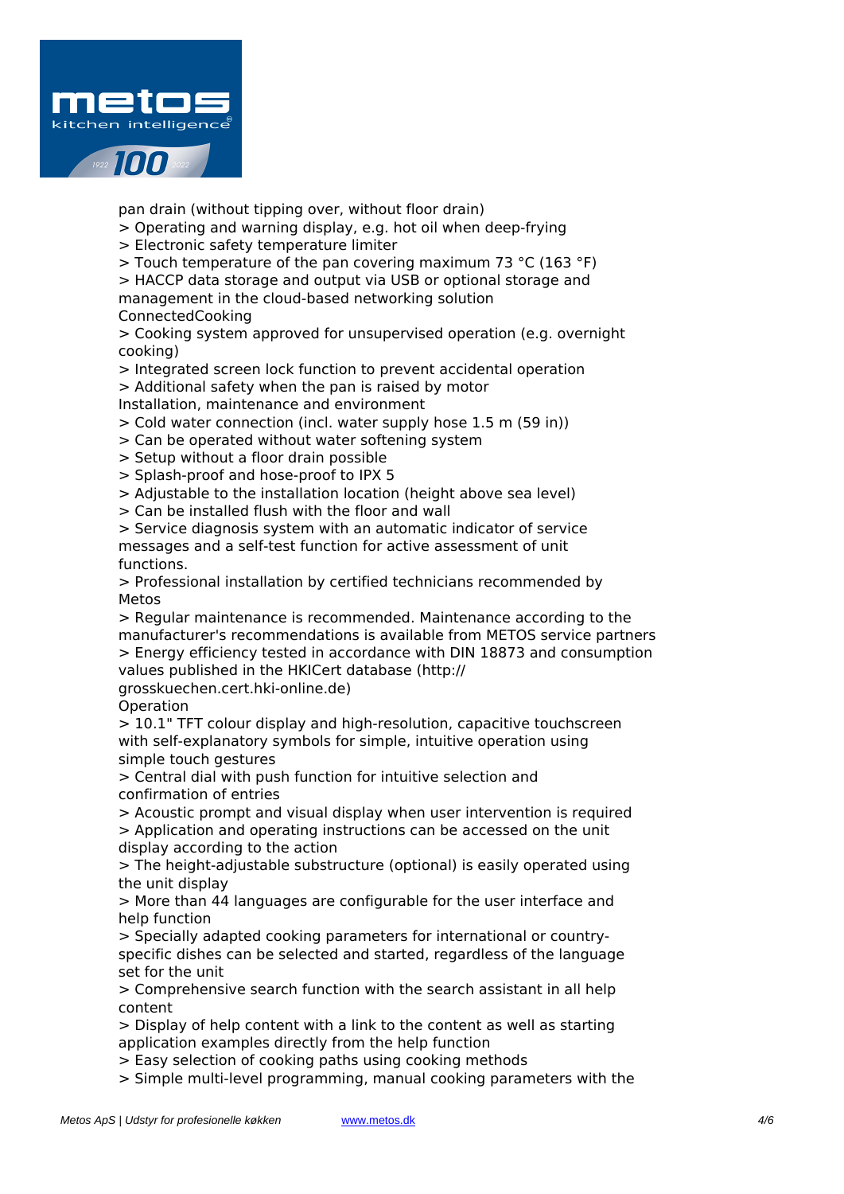pan drain (without tipping over, without floor drain)
> Operating and warning display, e.g. hot oil when deep-frying
> Electronic safety temperature limiter
> Touch temperature of the pan covering maximum 73 °C (163 °F)
> HACCP data storage and output via USB or optional storage and management in the cloud-based networking solution ConnectedCooking
> Cooking system approved for unsupervised operation (e.g. overnight cooking)
> Integrated screen lock function to prevent accidental operation
> Additional safety when the pan is raised by motor

Installation, maintenance and environment

> Cold water connection (incl. water supply hose 1.5 m (59 in))
> Can be operated without water softening system
> Setup without a floor drain possible
> Splash-proof and hose-proof to IPX 5
> Adjustable to the installation location (height above sea level)
> Can be installed flush with the floor and wall
> Service diagnosis system with an automatic indicator of service messages and a self-test function for active assessment of unit functions.
> Professional installation by certified technicians recommended by Metos
> Regular maintenance is recommended. Maintenance according to the manufacturer's recommendations is available from METOS service partners
> Energy efficiency tested in accordance with DIN 18873 and consumption values published in the HKICert database (http://grosskuechen.cert.hki-online.de)

Operation

> 10.1" TFT colour display and high-resolution, capacitive touchscreen with self-explanatory symbols for simple, intuitive operation using simple touch gestures
> Central dial with push function for intuitive selection and confirmation of entries
> Acoustic prompt and visual display when user intervention is required
> Application and operating instructions can be accessed on the unit display according to the action
> The height-adjustable substructure (optional) is easily operated using the unit display
> More than 44 languages are configurable for the user interface and help function
> Specially adapted cooking parameters for international or country-specific dishes can be selected and started, regardless of the language set for the unit
> Comprehensive search function with the search assistant in all help content
> Display of help content with a link to the content as well as starting application examples directly from the help function
> Easy selection of cooking paths using cooking methods
> Simple multi-level programming, manual cooking parameters with the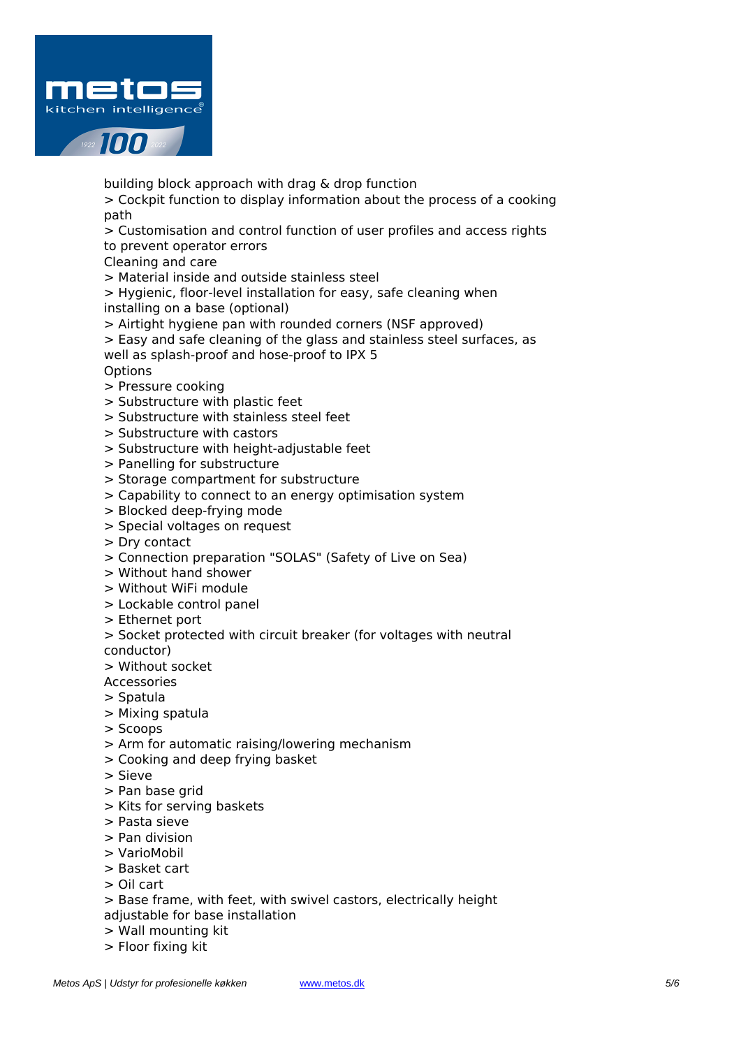building block approach with drag & drop function

> Cockpit function to display information about the process of a cooking path

> Customisation and control function of user profiles and access rights to prevent operator errors

Cleaning and care

> Material inside and outside stainless steel

> Hygienic, floor-level installation for easy, safe cleaning when installing on a base (optional)

> Airtight hygiene pan with rounded corners (NSF approved)

> Easy and safe cleaning of the glass and stainless steel surfaces, as well as splash-proof and hose-proof to IPX 5

Options

> Pressure cooking

> Substructure with plastic feet

> Substructure with stainless steel feet

> Substructure with castors

> Substructure with height-adjustable feet

> Panelling for substructure

> Storage compartment for substructure

> Capability to connect to an energy optimisation system

> Blocked deep-frying mode

> Special voltages on request

> Dry contact

> Connection preparation "SOLAS" (Safety of Live on Sea)

> Without hand shower

> Without WiFi module

> Lockable control panel

> Ethernet port

> Socket protected with circuit breaker (for voltages with neutral conductor)

> Without socket

Accessories

> Spatula

> Mixing spatula

> Scoops

> Arm for automatic raising/lowering mechanism

> Cooking and deep frying basket

> Sieve

> Pan base grid

> Kits for serving baskets

> Pasta sieve

> Pan division

> VarioMobil

> Basket cart

> Oil cart

> Base frame, with feet, with swivel castors, electrically height adjustable for base installation

> Wall mounting kit

> Floor fixing kit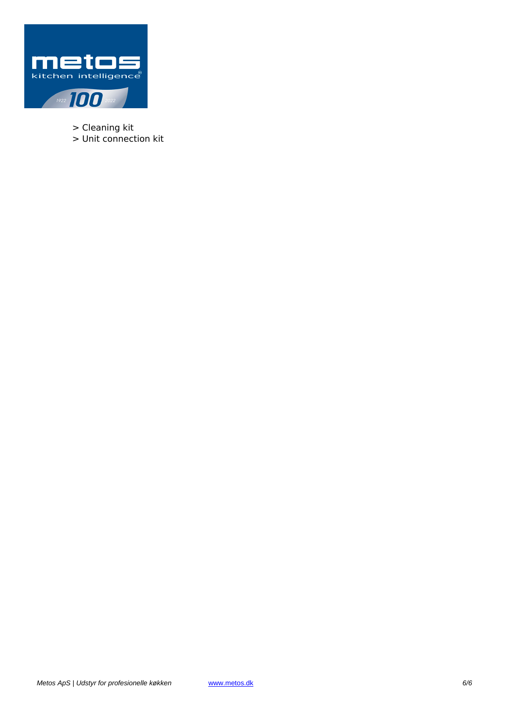> Cleaning kit
> Unit connection kit